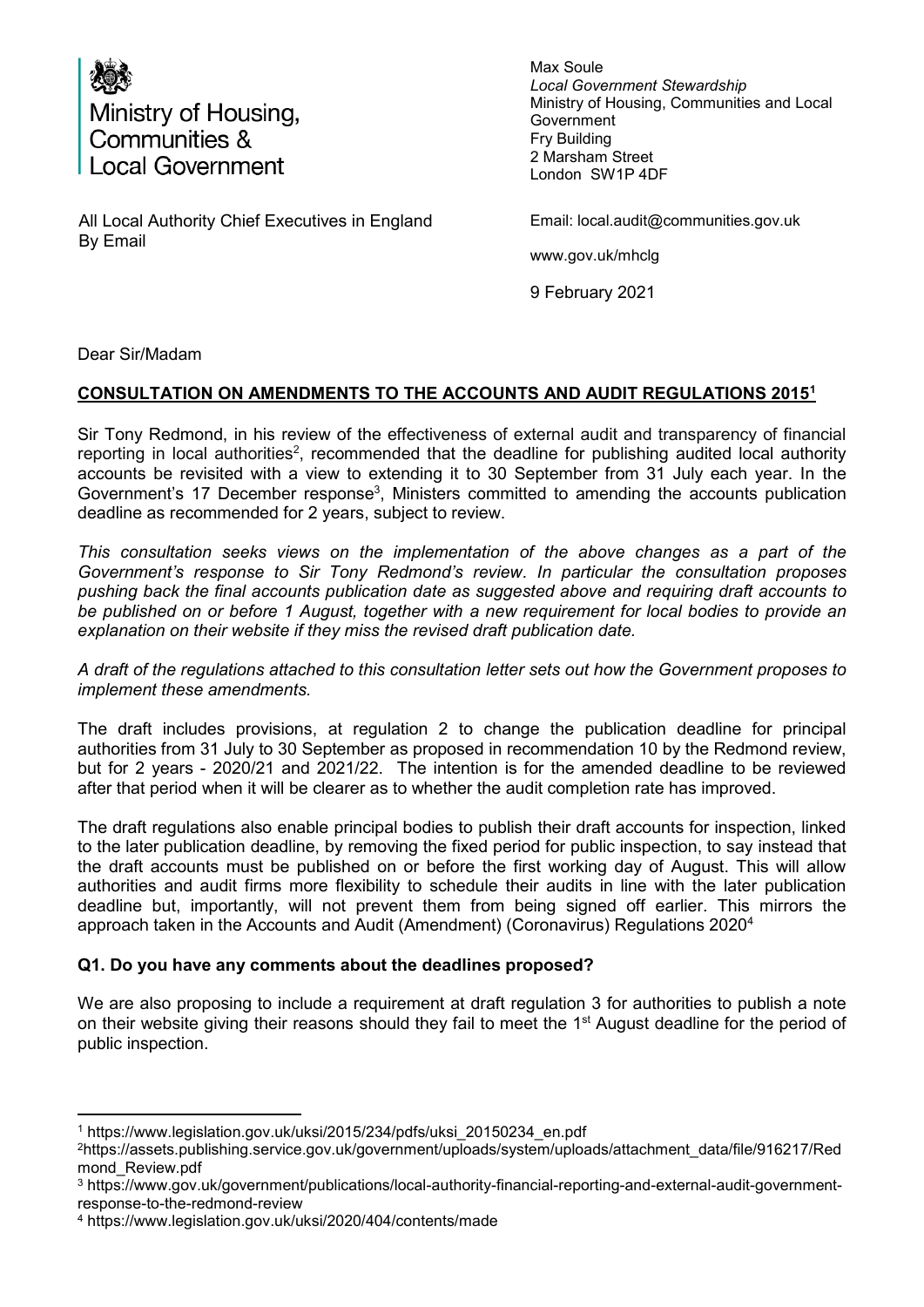Ministry of Housing, Communities & Local Government

Max Soule
*Local Government Stewardship*
Ministry of Housing, Communities and Local Government
Fry Building
2 Marsham Street
London SW1P 4DF

All Local Authority Chief Executives in England
By Email

Email: local.audit@communities.gov.uk

www.gov.uk/mhclg

9 February 2021

Dear Sir/Madam

**CONSULTATION ON AMENDMENTS TO THE ACCOUNTS AND AUDIT REGULATIONS 2015**[1]

Sir Tony Redmond, in his review of the effectiveness of external audit and transparency of financial reporting in local authorities[2], recommended that the deadline for publishing audited local authority accounts be revisited with a view to extending it to 30 September from 31 July each year. In the Government's 17 December response[3], Ministers committed to amending the accounts publication deadline as recommended for 2 years, subject to review.

*This consultation seeks views on the implementation of the above changes as a part of the Government's response to Sir Tony Redmond's review. In particular the consultation proposes pushing back the final accounts publication date as suggested above and requiring draft accounts to be published on or before 1 August, together with a new requirement for local bodies to provide an explanation on their website if they miss the revised draft publication date.*

*A draft of the regulations attached to this consultation letter sets out how the Government proposes to implement these amendments.*

The draft includes provisions, at regulation 2 to change the publication deadline for principal authorities from 31 July to 30 September as proposed in recommendation 10 by the Redmond review, but for 2 years - 2020/21 and 2021/22. The intention is for the amended deadline to be reviewed after that period when it will be clearer as to whether the audit completion rate has improved.

The draft regulations also enable principal bodies to publish their draft accounts for inspection, linked to the later publication deadline, by removing the fixed period for public inspection, to say instead that the draft accounts must be published on or before the first working day of August. This will allow authorities and audit firms more flexibility to schedule their audits in line with the later publication deadline but, importantly, will not prevent them from being signed off earlier. This mirrors the approach taken in the Accounts and Audit (Amendment) (Coronavirus) Regulations 2020[4]

**Q1. Do you have any comments about the deadlines proposed?**

We are also proposing to include a requirement at draft regulation 3 for authorities to publish a note on their website giving their reasons should they fail to meet the 1st August deadline for the period of public inspection.

---

[1] https://www.legislation.gov.uk/uksi/2015/234/pdfs/uksi_20150234_en.pdf

[2] https://assets.publishing.service.gov.uk/government/uploads/system/uploads/attachment_data/file/916217/Redmond_Review.pdf

[3] https://www.gov.uk/government/publications/local-authority-financial-reporting-and-external-audit-government-response-to-the-redmond-review

[4] https://www.legislation.gov.uk/uksi/2020/404/contents/made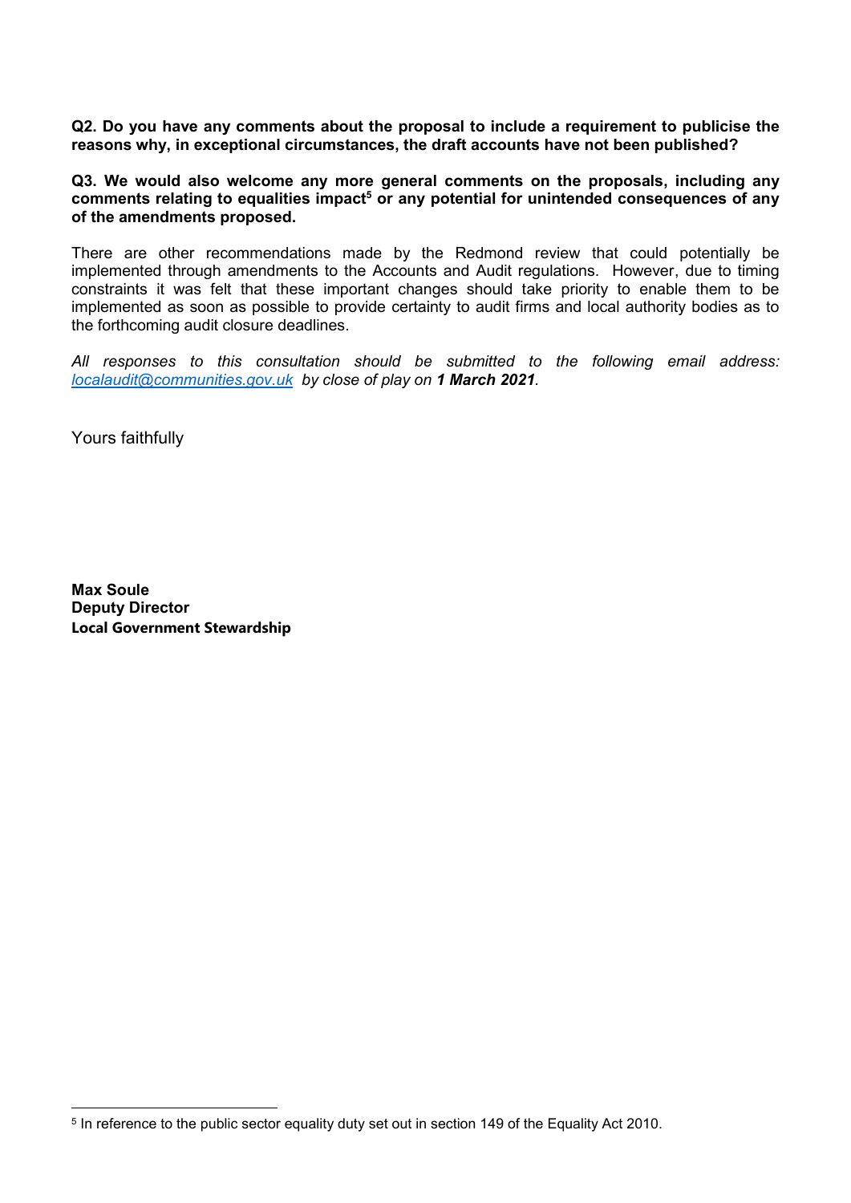**Q2. Do you have any comments about the proposal to include a requirement to publicise the reasons why, in exceptional circumstances, the draft accounts have not been published?**

**Q3. We would also welcome any more general comments on the proposals, including any comments relating to equalities impact[5] or any potential for unintended consequences of any of the amendments proposed.**

There are other recommendations made by the Redmond review that could potentially be implemented through amendments to the Accounts and Audit regulations. However, due to timing constraints it was felt that these important changes should take priority to enable them to be implemented as soon as possible to provide certainty to audit firms and local authority bodies as to the forthcoming audit closure deadlines.

*All responses to this consultation should be submitted to the following email address: localaudit@communities.gov.uk by close of play on **1 March 2021**.*

Yours faithfully

**Max Soule**
**Deputy Director**
**Local Government Stewardship**

[5] In reference to the public sector equality duty set out in section 149 of the Equality Act 2010.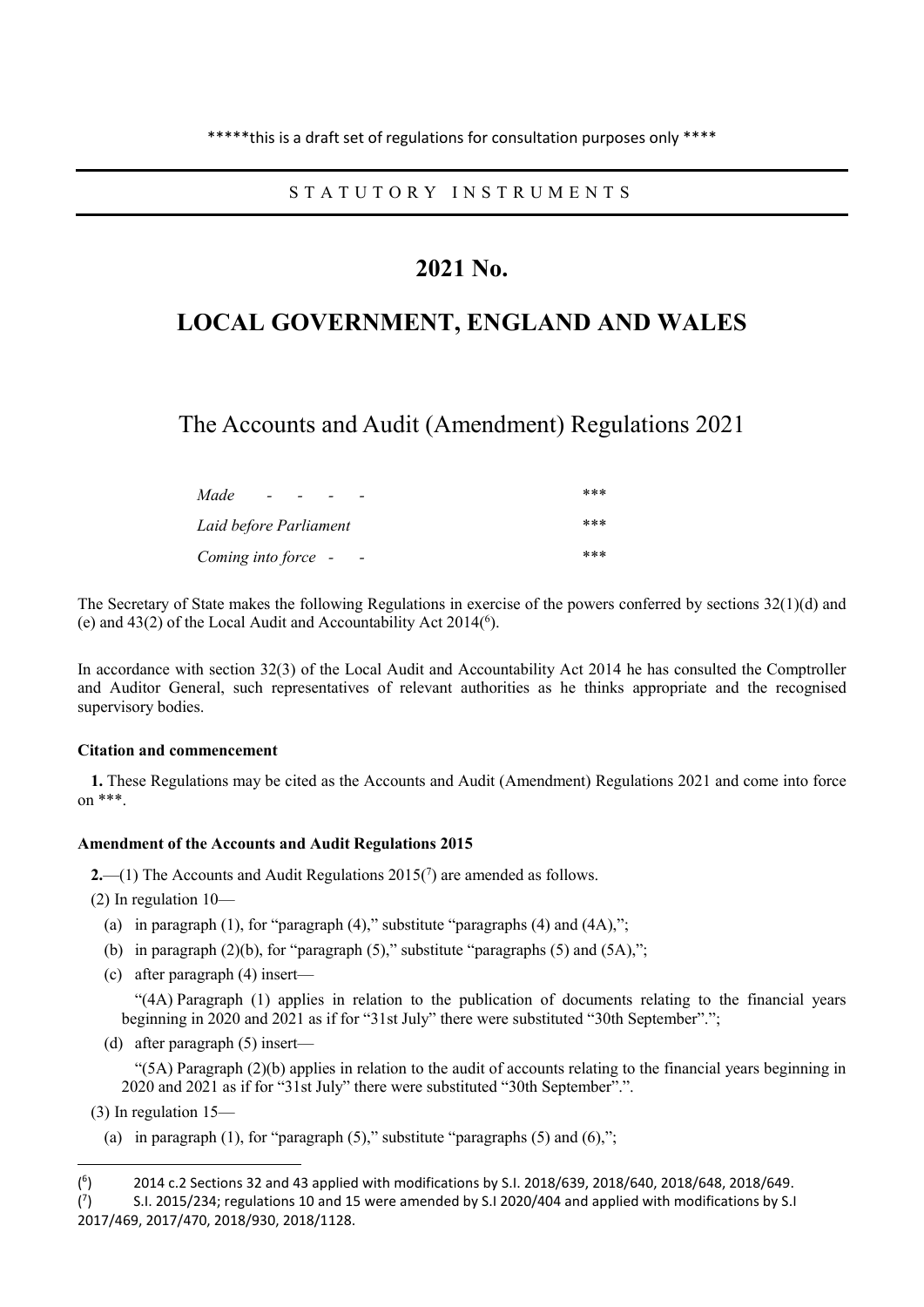*****this is a draft set of regulations for consultation purposes only ****

STATUTORY INSTRUMENTS

# 2021 No.

# LOCAL GOVERNMENT, ENGLAND AND WALES

## The Accounts and Audit (Amendment) Regulations 2021

| | |
|---|---|
| *Made* - - - - | *** |
| *Laid before Parliament* | *** |
| *Coming into force* - - | *** |

The Secretary of State makes the following Regulations in exercise of the powers conferred by sections 32(1)(d) and (e) and 43(2) of the Local Audit and Accountability Act 2014([6]).

In accordance with section 32(3) of the Local Audit and Accountability Act 2014 he has consulted the Comptroller and Auditor General, such representatives of relevant authorities as he thinks appropriate and the recognised supervisory bodies.

**Citation and commencement**

**1.** These Regulations may be cited as the Accounts and Audit (Amendment) Regulations 2021 and come into force on ***.

**Amendment of the Accounts and Audit Regulations 2015**

**2.**—(1) The Accounts and Audit Regulations 2015([7]) are amended as follows.

(2) In regulation 10—

(a) in paragraph (1), for "paragraph (4)," substitute "paragraphs (4) and (4A),";

(b) in paragraph (2)(b), for "paragraph (5)," substitute "paragraphs (5) and (5A),";

(c) after paragraph (4) insert—

"(4A) Paragraph (1) applies in relation to the publication of documents relating to the financial years beginning in 2020 and 2021 as if for "31st July" there were substituted "30th September".";

(d) after paragraph (5) insert—

"(5A) Paragraph (2)(b) applies in relation to the audit of accounts relating to the financial years beginning in 2020 and 2021 as if for "31st July" there were substituted "30th September".".

(3) In regulation 15—

(a) in paragraph (1), for "paragraph (5)," substitute "paragraphs (5) and (6),";

---

([6]) 2014 c.2 Sections 32 and 43 applied with modifications by S.I. 2018/639, 2018/640, 2018/648, 2018/649.

([7]) S.I. 2015/234; regulations 10 and 15 were amended by S.I 2020/404 and applied with modifications by S.I 2017/469, 2017/470, 2018/930, 2018/1128.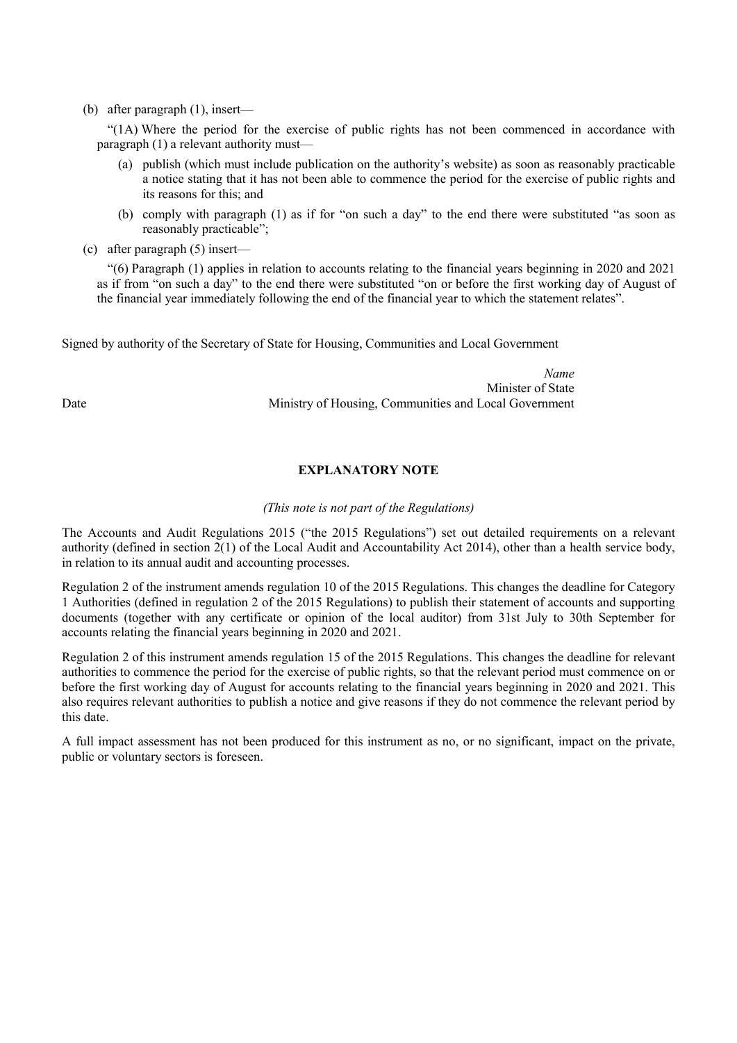(b) after paragraph (1), insert—

"(1A) Where the period for the exercise of public rights has not been commenced in accordance with paragraph (1) a relevant authority must—

(a) publish (which must include publication on the authority's website) as soon as reasonably practicable a notice stating that it has not been able to commence the period for the exercise of public rights and its reasons for this; and

(b) comply with paragraph (1) as if for "on such a day" to the end there were substituted "as soon as reasonably practicable";

(c) after paragraph (5) insert—

"(6) Paragraph (1) applies in relation to accounts relating to the financial years beginning in 2020 and 2021 as if from "on such a day" to the end there were substituted "on or before the first working day of August of the financial year immediately following the end of the financial year to which the statement relates".

Signed by authority of the Secretary of State for Housing, Communities and Local Government

*Name*
Minister of State
Ministry of Housing, Communities and Local Government

Date

## EXPLANATORY NOTE

*(This note is not part of the Regulations)*

The Accounts and Audit Regulations 2015 ("the 2015 Regulations") set out detailed requirements on a relevant authority (defined in section 2(1) of the Local Audit and Accountability Act 2014), other than a health service body, in relation to its annual audit and accounting processes.

Regulation 2 of the instrument amends regulation 10 of the 2015 Regulations. This changes the deadline for Category 1 Authorities (defined in regulation 2 of the 2015 Regulations) to publish their statement of accounts and supporting documents (together with any certificate or opinion of the local auditor) from 31st July to 30th September for accounts relating the financial years beginning in 2020 and 2021.

Regulation 2 of this instrument amends regulation 15 of the 2015 Regulations. This changes the deadline for relevant authorities to commence the period for the exercise of public rights, so that the relevant period must commence on or before the first working day of August for accounts relating to the financial years beginning in 2020 and 2021. This also requires relevant authorities to publish a notice and give reasons if they do not commence the relevant period by this date.

A full impact assessment has not been produced for this instrument as no, or no significant, impact on the private, public or voluntary sectors is foreseen.